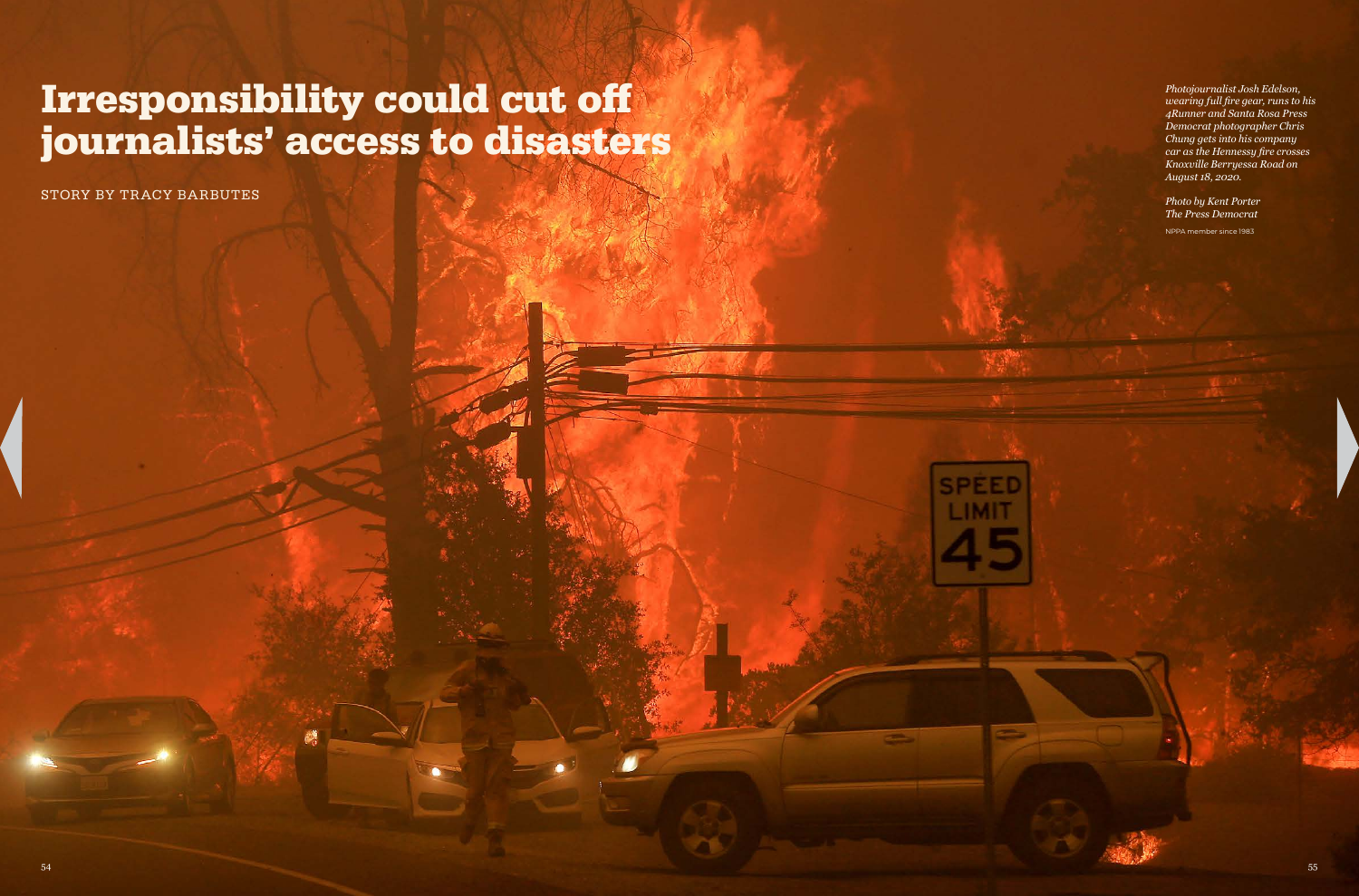# Irresponsibility could cut off journalists' access to disasters

STORY BY TRACY BARBUTES

*Photojournalist Josh Edelson, wearing full fire gear, runs to his 4Runner and Santa Rosa Press Democrat photographer Chris Chung gets into his company car as the Hennessy fire crosses Knoxville Berryessa Road on August 18, 2020.*

*Photo by Kent Porter*
*The Press Democrat*

NPPA member since 1983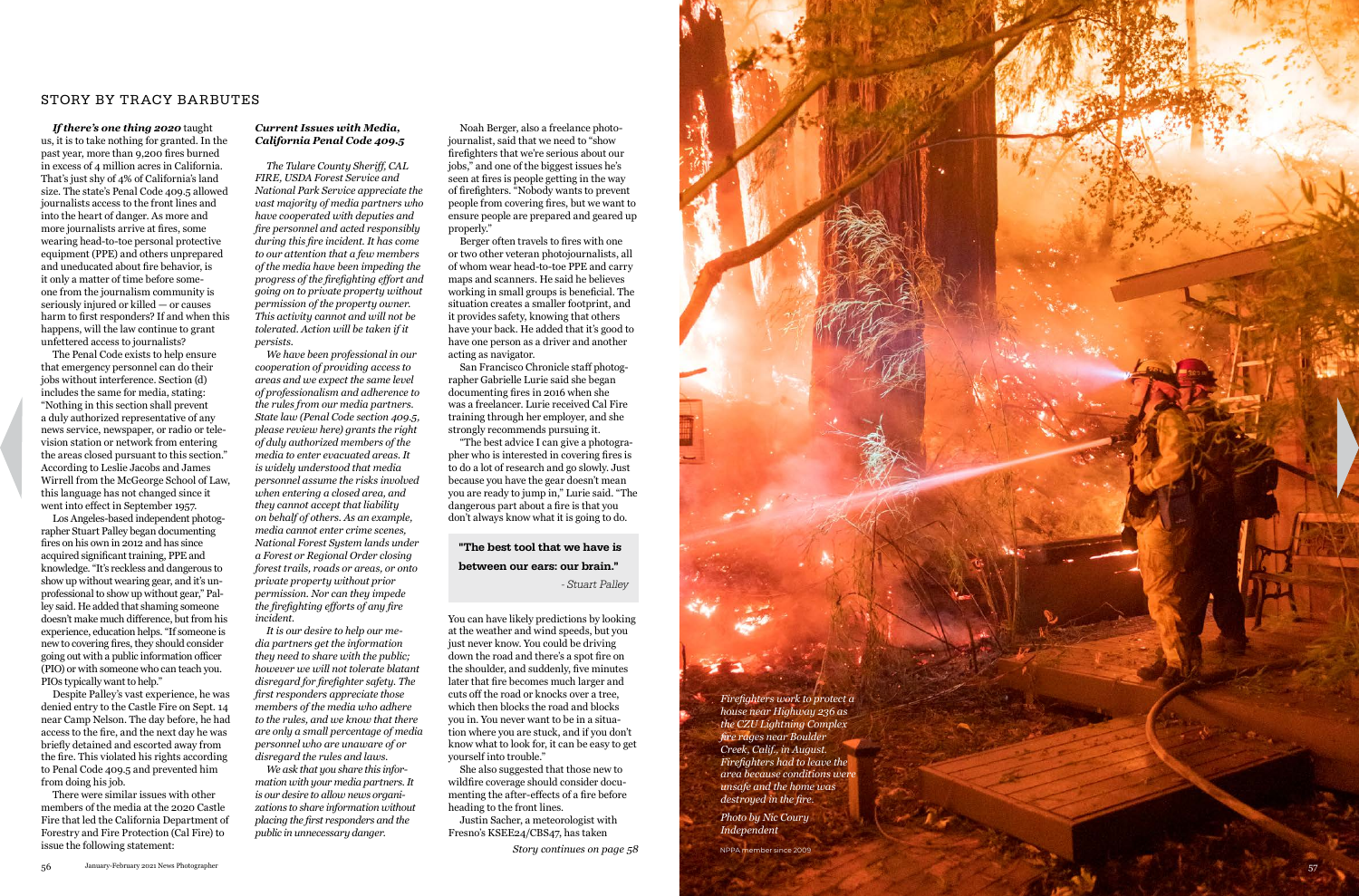STORY BY TRACY BARBUTES

***If there's one thing 2020*** taught us, it is to take nothing for granted. In the past year, more than 9,200 fires burned in excess of 4 million acres in California. That's just shy of 4% of California's land size. The state's Penal Code 409.5 allowed journalists access to the front lines and into the heart of danger. As more and more journalists arrive at fires, some wearing head-to-toe personal protective equipment (PPE) and others unprepared and uneducated about fire behavior, is it only a matter of time before someone from the journalism community is seriously injured or killed — or causes harm to first responders? If and when this happens, will the law continue to grant unfettered access to journalists?

The Penal Code exists to help ensure that emergency personnel can do their jobs without interference. Section (d) includes the same for media, stating: "Nothing in this section shall prevent a duly authorized representative of any news service, newspaper, or radio or television station or network from entering the areas closed pursuant to this section." According to Leslie Jacobs and James Wirrell from the McGeorge School of Law, this language has not changed since it went into effect in September 1957.

Los Angeles-based independent photographer Stuart Palley began documenting fires on his own in 2012 and has since acquired significant training, PPE and knowledge. "It's reckless and dangerous to show up without wearing gear, and it's unprofessional to show up without gear," Palley said. He added that shaming someone doesn't make much difference, but from his experience, education helps. "If someone is new to covering fires, they should consider going out with a public information officer (PIO) or with someone who can teach you. PIOs typically want to help."

Despite Palley's vast experience, he was denied entry to the Castle Fire on Sept. 14 near Camp Nelson. The day before, he had access to the fire, and the next day he was briefly detained and escorted away from the fire. This violated his rights according to Penal Code 409.5 and prevented him from doing his job.

There were similar issues with other members of the media at the 2020 Castle Fire that led the California Department of Forestry and Fire Protection (Cal Fire) to issue the following statement:

***Current Issues with Media, California Penal Code 409.5***

*The Tulare County Sheriff, CAL FIRE, USDA Forest Service and National Park Service appreciate the vast majority of media partners who have cooperated with deputies and fire personnel and acted responsibly during this fire incident. It has come to our attention that a few members of the media have been impeding the progress of the firefighting effort and going on to private property without permission of the property owner. This activity cannot and will not be tolerated. Action will be taken if it persists.*

*We have been professional in our cooperation of providing access to areas and we expect the same level of professionalism and adherence to the rules from our media partners. State law (Penal Code section 409.5, please review here) grants the right of duly authorized members of the media to enter evacuated areas. It is widely understood that media personnel assume the risks involved when entering a closed area, and they cannot accept that liability on behalf of others. As an example, media cannot enter crime scenes, National Forest System lands under a Forest or Regional Order closing forest trails, roads or areas, or onto private property without prior permission. Nor can they impede the firefighting efforts of any fire incident.*

*It is our desire to help our media partners get the information they need to share with the public; however we will not tolerate blatant disregard for firefighter safety. The first responders appreciate those members of the media who adhere to the rules, and we know that there are only a small percentage of media personnel who are unaware of or disregard the rules and laws.*

*We ask that you share this information with your media partners. It is our desire to allow news organizations to share information without placing the first responders and the public in unnecessary danger.*

Noah Berger, also a freelance photojournalist, said that we need to "show firefighters that we're serious about our jobs," and one of the biggest issues he's seen at fires is people getting in the way of firefighters. "Nobody wants to prevent people from covering fires, but we want to ensure people are prepared and geared up properly."

Berger often travels to fires with one or two other veteran photojournalists, all of whom wear head-to-toe PPE and carry maps and scanners. He said he believes working in small groups is beneficial. The situation creates a smaller footprint, and it provides safety, knowing that others have your back. He added that it's good to have one person as a driver and another acting as navigator.

San Francisco Chronicle staff photographer Gabrielle Lurie said she began documenting fires in 2016 when she was a freelancer. Lurie received Cal Fire training through her employer, and she strongly recommends pursuing it.

"The best advice I can give a photographer who is interested in covering fires is to do a lot of research and go slowly. Just because you have the gear doesn't mean you are ready to jump in," Lurie said. "The dangerous part about a fire is that you don't always know what it is going to do.

> **"The best tool that we have is between our ears: our brain."**
>
> *- Stuart Palley*

You can have likely predictions by looking at the weather and wind speeds, but you just never know. You could be driving down the road and there's a spot fire on the shoulder, and suddenly, five minutes later that fire becomes much larger and cuts off the road or knocks over a tree, which then blocks the road and blocks you in. You never want to be in a situation where you are stuck, and if you don't know what to look for, it can be easy to get yourself into trouble."

She also suggested that those new to wildfire coverage should consider documenting the after-effects of a fire before heading to the front lines.

Justin Sacher, a meteorologist with Fresno's KSEE24/CBS47, has taken

*Story continues on page 58*

*Firefighters work to protect a house near Highway 236 as the CZU Lightning Complex fire rages near Boulder Creek, Calif., in August. Firefighters had to leave the area because conditions were unsafe and the home was destroyed in the fire.*

*Photo by Nic Coury Independent*

NPPA member since 2009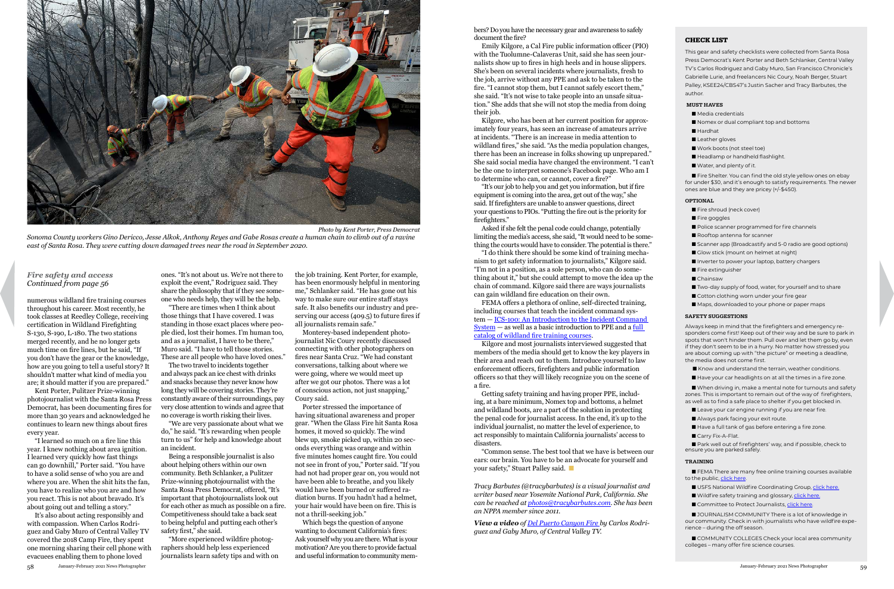*Photo by Kent Porter, Press Democrat*

*Sonoma County workers Gino Dericco, Jesse Alkok, Anthony Reyes and Gabe Rosas create a human chain to climb out of a ravine east of Santa Rosa. They were cutting down damaged trees near the road in September 2020.*

*Fire safety and access*
*Continued from page 56*

numerous wildland fire training courses throughout his career. Most recently, he took classes at Reedley College, receiving certification in Wildland Firefighting S-130, S-190, L-180. The two stations merged recently, and he no longer gets much time on fire lines, but he said, "If you don't have the gear or the knowledge, how are you going to tell a useful story? It shouldn't matter what kind of media you are; it should matter if you are prepared."

Kent Porter, Pulitzer Prize-winning photojournalist with the Santa Rosa Press Democrat, has been documenting fires for more than 30 years and acknowledged he continues to learn new things about fires every year.

"I learned so much on a fire line this year. I knew nothing about area ignition. I learned very quickly how fast things can go downhill," Porter said. "You have to have a solid sense of who you are and where you are. When the shit hits the fan, you have to realize who you are and how you react. This is not about bravado. It's about going out and telling a story."

It's also about acting responsibly and with compassion. When Carlos Rodriguez and Gaby Muro of Central Valley TV covered the 2018 Camp Fire, they spent one morning sharing their cell phone with evacuees enabling them to phone loved ones. "It's not about us. We're not there to exploit the event," Rodriguez said. They share the philosophy that if they see someone who needs help, they will be the help.

"There are times when I think about those things that I have covered. I was standing in those exact places where people died, lost their homes. I'm human too, and as a journalist, I have to be there," Muro said. "I have to tell those stories. These are all people who have loved ones."

The two travel to incidents together and always pack an ice chest with drinks and snacks because they never know how long they will be covering stories. They're constantly aware of their surroundings, pay very close attention to winds and agree that no coverage is worth risking their lives.

"We are very passionate about what we do," he said. "It's rewarding when people turn to us" for help and knowledge about an incident.

Being a responsible journalist is also about helping others within our own community. Beth Schlanker, a Pulitzer Prize-winning photojournalist with the Santa Rosa Press Democrat, offered, "It's important that photojournalists look out for each other as much as possible on a fire. Competitiveness should take a back seat to being helpful and putting each other's safety first," she said.

"More experienced wildfire photographers should help less experienced journalists learn safety tips and with on the job training. Kent Porter, for example, has been enormously helpful in mentoring me," Schlanker said. "He has gone out his way to make sure our entire staff stays safe. It also benefits our industry and preserving our access (409.5) to future fires if all journalists remain safe."

Monterey-based independent photojournalist Nic Coury recently discussed connecting with other photographers on fires near Santa Cruz. "We had constant conversations, talking about where we were going, where we would meet up after we got our photos. There was a lot of conscious action, not just snapping," Coury said.

Porter stressed the importance of having situational awareness and proper gear. "When the Glass Fire hit Santa Rosa homes, it moved so quickly. The wind blew up, smoke picked up, within 20 seconds everything was orange and within five minutes homes caught fire. You could not see in front of you," Porter said. "If you had not had proper gear on, you would not have been able to breathe, and you likely would have been burned or suffered radiation burns. If you hadn't had a helmet, your hair would have been on fire. This is not a thrill-seeking job."

Which begs the question of anyone wanting to document California's fires: Ask yourself why you are there. What is your motivation? Are you there to provide factual and useful information to community members? Do you have the necessary gear and awareness to safely document the fire?

Emily Kilgore, a Cal Fire public information officer (PIO) with the Tuolumne-Calaveras Unit, said she has seen journalists show up to fires in high heels and in house slippers. She's been on several incidents where journalists, fresh to the job, arrive without any PPE and ask to be taken to the fire. "I cannot stop them, but I cannot safely escort them," she said. "It's not wise to take people into an unsafe situation." She adds that she will not stop the media from doing their job.

Kilgore, who has been at her current position for approximately four years, has seen an increase of amateurs arrive at incidents. "There is an increase in media attention to wildland fires," she said. "As the media population changes, there has been an increase in folks showing up unprepared." She said social media have changed the environment. "I can't be the one to interpret someone's Facebook page. Who am I to determine who can, or cannot, cover a fire?"

"It's our job to help you and get you information, but if fire equipment is coming into the area, get out of the way," she said. If firefighters are unable to answer questions, direct your questions to PIOs. "Putting the fire out is the priority for firefighters."

Asked if she felt the penal code could change, potentially limiting the media's access, she said, "It would need to be something the courts would have to consider. The potential is there."

"I do think there should be some kind of training mechanism to get safety information to journalists," Kilgore said. "I'm not in a position, as a sole person, who can do something about it," but she could attempt to move the idea up the chain of command. Kilgore said there are ways journalists can gain wildland fire education on their own.

FEMA offers a plethora of online, self-directed training, including courses that teach the incident command system — [ICS-100: An Introduction to the Incident Command System]() — as well as a basic introduction to PPE and a [full catalog of wildland fire training courses]().

Kilgore and most journalists interviewed suggested that members of the media should get to know the key players in their area and reach out to them. Introduce yourself to law enforcement officers, firefighters and public information officers so that they will likely recognize you on the scene of a fire.

Getting safety training and having proper PPE, including, at a bare minimum, Nomex top and bottoms, a helmet and wildland boots, are a part of the solution in protecting the penal code for journalist access. In the end, it's up to the individual journalist, no matter the level of experience, to act responsibly to maintain California journalists' access to disasters.

"Common sense. The best tool that we have is between our ears: our brain. You have to be an advocate for yourself and your safety," Stuart Palley said. ■

*Tracy Barbutes (@tracybarbutes) is a visual journalist and writer based near Yosemite National Park, California. She can be reached at [photos@tracybarbutes.com](). She has been an NPPA member since 2011.*

***View a video** of [Del Puerto Canyon Fire]() by Carlos Rodriguez and Gaby Muro, of Central Valley TV.*

## CHECK LIST

This gear and safety checklists were collected from Santa Rosa Press Democrat's Kent Porter and Beth Schlanker, Central Valley TV's Carlos Rodriguez and Gaby Muro, San Francisco Chronicle's Gabrielle Lurie, and freelancers Nic Coury, Noah Berger, Stuart Palley, KSEE24/CBS47's Justin Sacher and Tracy Barbutes, the author.

### MUST HAVES

- Media credentials
- Nomex or dual compliant top and bottoms
- Hardhat
- Leather gloves
- Work boots (not steel toe)
- Headlamp or handheld flashlight.
- Water, and plenty of it.
- Fire Shelter. You can find the old style yellow ones on ebay for under $30, and it's enough to satisfy requirements. The newer ones are blue and they are pricey (+/-$450).

### OPTIONAL

- Fire shroud (neck cover)
- Fire goggles
- Police scanner programmed for fire channels
- Rooftop antenna for scanner
- Scanner app (Broadcastify and 5-0 radio are good options)
- Glow stick (mount on helmet at night)
- Inverter to power your laptop, battery chargers
- Fire extinguisher
- Chainsaw
- Two-day supply of food, water, for yourself and to share
- Cotton clothing worn under your fire gear
- Maps, downloaded to your phone or paper maps

### SAFETY SUGGESTIONS

Always keep in mind that the firefighters and emergency responders come first! Keep out of their way and be sure to park in spots that won't hinder them. Pull over and let them go by, even if they don't seem to be in a hurry. No matter how stressed you are about coming up with "the picture" or meeting a deadline, the media does not come first.

- Know and understand the terrain, weather conditions.
- Have your car headlights on at all the times in a fire zone.
- When driving in, make a mental note for turnouts and safety zones. This is important to remain out of the way of firefighters, as well as to find a safe place to shelter if you get blocked in.
- Leave your car engine running if you are near fire.
- Always park facing your exit route.
- Have a full tank of gas before entering a fire zone.
- Carry Fix-A-Flat.
- Park well out of firefighters' way, and if possible, check to ensure you are parked safely.

### TRAINING

- FEMA There are many free online training courses available to the public, [click here]().
- USFS National Wildfire Coordinating Group, [click here.]()
- Wildfire safety training and glossary, [click here.]()
- Committee to Protect Journalists, [click here.]()
- JOURNALISM COMMUNITY There is a lot of knowledge in our community. Check in with journalists who have wildfire experience – during the off season.
- COMMUNITY COLLEGES Check your local area community colleges – many offer fire science courses.